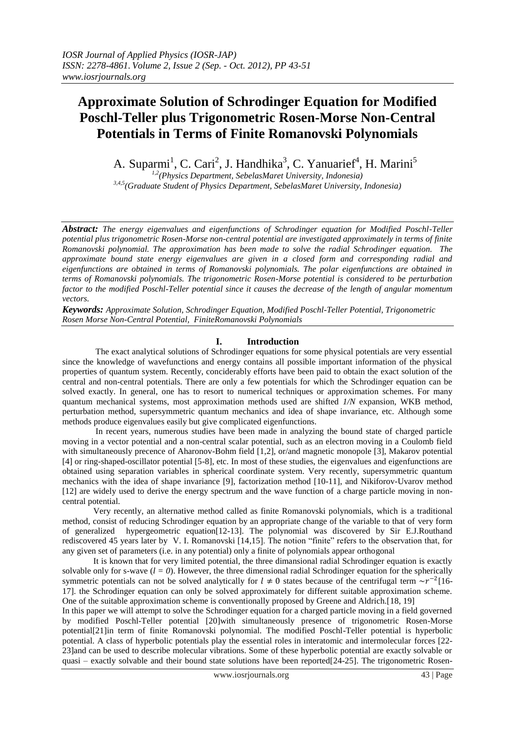*IOSR Journal of Applied Physics (IOSR-JAP)*
*ISSN: 2278-4861. Volume 2, Issue 2 (Sep. - Oct. 2012), PP 43-51*
*www.iosrjournals.org*

# Approximate Solution of Schrodinger Equation for Modified Poschl-Teller plus Trigonometric Rosen-Morse Non-Central Potentials in Terms of Finite Romanovski Polynomials

A. Suparmi[1], C. Cari[2], J. Handhika[3], C. Yanuarief[4], H. Marini[5]

[1,2](Physics Department, SebelasMaret University, Indonesia)
[3,4,5](Graduate Student of Physics Department, SebelasMaret University, Indonesia)

***Abstract:*** *The energy eigenvalues and eigenfunctions of Schrodinger equation for Modified Poschl-Teller potential plus trigonometric Rosen-Morse non-central potential are investigated approximately in terms of finite Romanovski polynomial. The approximation has been made to solve the radial Schrodinger equation. The approximate bound state energy eigenvalues are given in a closed form and corresponding radial and eigenfunctions are obtained in terms of Romanovski polynomials. The polar eigenfunctions are obtained in terms of Romanovski polynomials. The trigonometric Rosen-Morse potential is considered to be perturbation factor to the modified Poschl-Teller potential since it causes the decrease of the length of angular momentum vectors.*

***Keywords:*** *Approximate Solution, Schrodinger Equation, Modified Poschl-Teller Potential, Trigonometric Rosen Morse Non-Central Potential, FiniteRomanovski Polynomials*

## I. Introduction

The exact analytical solutions of Schrodinger equations for some physical potentials are very essential since the knowledge of wavefunctions and energy contains all possible important information of the physical properties of quantum system. Recently, conciderably efforts have been paid to obtain the exact solution of the central and non-central potentials. There are only a few potentials for which the Schrodinger equation can be solved exactly. In general, one has to resort to numerical techniques or approximation schemes. For many quantum mechanical systems, most approximation methods used are shifted *1/N* expansion, WKB method, perturbation method, supersymmetric quantum mechanics and idea of shape invariance, etc. Although some methods produce eigenvalues easily but give complicated eigenfunctions.

In recent years, numerous studies have been made in analyzing the bound state of charged particle moving in a vector potential and a non-central scalar potential, such as an electron moving in a Coulomb field with simultaneously precence of Aharonov-Bohm field [1,2], or/and magnetic monopole [3], Makarov potential [4] or ring-shaped-oscillator potential [5-8], etc. In most of these studies, the eigenvalues and eigenfunctions are obtained using separation variables in spherical coordinate system. Very recently, supersymmetric quantum mechanics with the idea of shape invariance [9], factorization method [10-11], and Nikiforov-Uvarov method [12] are widely used to derive the energy spectrum and the wave function of a charge particle moving in non-central potential.

Very recently, an alternative method called as finite Romanovski polynomials, which is a traditional method, consist of reducing Schrodinger equation by an appropriate change of the variable to that of very form of generalized hypergeometric equation[12-13]. The polynomial was discovered by Sir E.J.Routhand rediscovered 45 years later by V. I. Romanovski [14,15]. The notion "finite" refers to the observation that, for any given set of parameters (i.e. in any potential) only a finite of polynomials appear orthogonal

It is known that for very limited potential, the three dimansional radial Schrodinger equation is exactly solvable only for s-wave ($l = 0$). However, the three dimensional radial Schrodinger equation for the spherically symmetric potentials can not be solved analytically for $l \neq 0$ states because of the centrifugal term $\sim r^{-2}$[16-17]. the Schrodinger equation can only be solved approximately for different suitable approximation scheme. One of the suitable approximation scheme is conventionally proposed by Greene and Aldrich.[18, 19]

In this paper we will attempt to solve the Schrodinger equation for a charged particle moving in a field governed by modified Poschl-Teller potential [20]with simultaneously presence of trigonometric Rosen-Morse potential[21]in term of finite Romanovski polynomial. The modified Poschl-Teller potential is hyperbolic potential. A class of hyperbolic potentials play the essential roles in interatomic and intermolecular forces [22-23]and can be used to describe molecular vibrations. Some of these hyperbolic potential are exactly solvable or quasi – exactly solvable and their bound state solutions have been reported[24-25]. The trigonometric Rosen-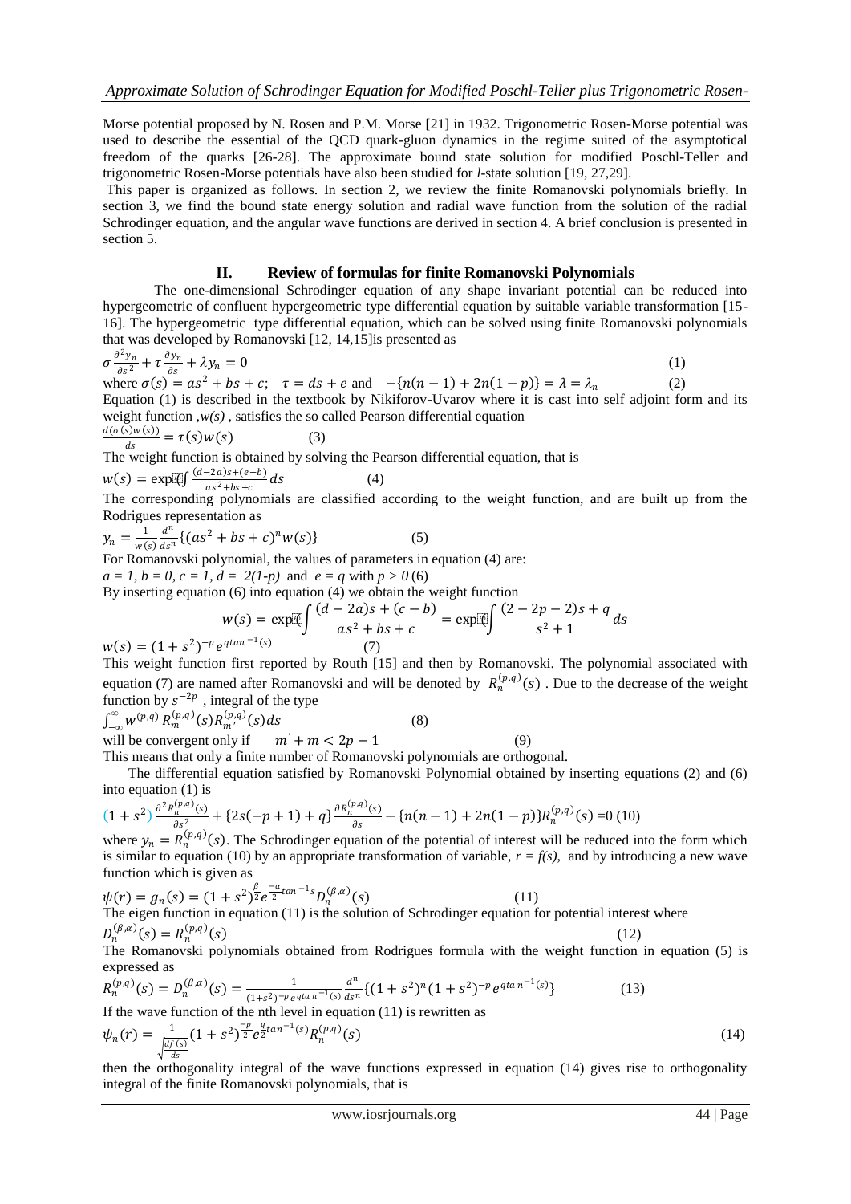Morse potential proposed by N. Rosen and P.M. Morse [21] in 1932. Trigonometric Rosen-Morse potential was used to describe the essential of the QCD quark-gluon dynamics in the regime suited of the asymptotical freedom of the quarks [26-28]. The approximate bound state solution for modified Poschl-Teller and trigonometric Rosen-Morse potentials have also been studied for *l*-state solution [19, 27,29].

This paper is organized as follows. In section 2, we review the finite Romanovski polynomials briefly. In section 3, we find the bound state energy solution and radial wave function from the solution of the radial Schrodinger equation, and the angular wave functions are derived in section 4. A brief conclusion is presented in section 5.

## II. Review of formulas for finite Romanovski Polynomials

The one-dimensional Schrodinger equation of any shape invariant potential can be reduced into hypergeometric of confluent hypergeometric type differential equation by suitable variable transformation [15-16]. The hypergeometric type differential equation, which can be solved using finite Romanovski polynomials that was developed by Romanovski [12, 14,15]is presented as

$$\sigma\frac{\partial^2 y_n}{\partial s^2}+\tau\frac{\partial y_n}{\partial s}+\lambda y_n=0 \tag{1}$$

where $\sigma(s)=as^2+bs+c$; $\tau=ds+e$ and $-\{n(n-1)+2n(1-p)\}=\lambda=\lambda_n$ (2)

Equation (1) is described in the textbook by Nikiforov-Uvarov where it is cast into self adjoint form and its weight function ,*w(s)* , satisfies the so called Pearson differential equation

$$\frac{d(\sigma(s)w(s))}{ds}=\tau(s)w(s) \tag{3}$$

The weight function is obtained by solving the Pearson differential equation, that is

$$w(s)=\exp\left(\int\frac{(d-2a)s+(e-b)}{as^2+bs+c}ds\right) \tag{4}$$

The corresponding polynomials are classified according to the weight function, and are built up from the Rodrigues representation as

$$y_n=\frac{1}{w(s)}\frac{d^n}{ds^n}\{(as^2+bs+c)^n w(s)\} \tag{5}$$

For Romanovski polynomial, the values of parameters in equation (4) are:

$a=1$, $b=0$, $c=1$, $d=2(1-p)$ and $e=q$ with $p>0$ (6)

By inserting equation (6) into equation (4) we obtain the weight function

$$w(s)=\exp\left(\int\frac{(d-2a)s+(c-b)}{as^2+bs+c}\right)=\exp\left(\int\frac{(2-2p-2)s+q}{s^2+1}ds\right)$$

$$w(s)=(1+s^2)^{-p}e^{q\tan^{-1}(s)} \tag{7}$$

This weight function first reported by Routh [15] and then by Romanovski. The polynomial associated with equation (7) are named after Romanovski and will be denoted by $R_n^{(p,q)}(s)$ . Due to the decrease of the weight function by $s^{-2p}$ , integral of the type

$$\int_{-\infty}^{\infty}w^{(p,q)}R_m^{(p,q)}(s)R_{m'}^{(p,q)}(s)ds \tag{8}$$

will be convergent only if $m'+m<2p-1$ (9)

This means that only a finite number of Romanovski polynomials are orthogonal.

The differential equation satisfied by Romanovski Polynomial obtained by inserting equations (2) and (6) into equation (1) is

$$(1+s^2)\frac{\partial^2 R_n^{(p,q)}(s)}{\partial s^2}+\{2s(-p+1)+q\}\frac{\partial R_n^{(p,q)}(s)}{\partial s}-\{n(n-1)+2n(1-p)\}R_n^{(p,q)}(s)=0 \tag{10}$$

where $y_n=R_n^{(p,q)}(s)$. The Schrodinger equation of the potential of interest will be reduced into the form which is similar to equation (10) by an appropriate transformation of variable, $r=f(s)$, and by introducing a new wave function which is given as

$$\psi(r)=g_n(s)=(1+s^2)^{\frac{\beta}{2}}e^{\frac{-\alpha}{2}\tan^{-1}s}D_n^{(\beta,\alpha)}(s) \tag{11}$$

The eigen function in equation (11) is the solution of Schrodinger equation for potential interest where

$$D_n^{(\beta,\alpha)}(s)=R_n^{(p,q)}(s) \tag{12}$$

The Romanovski polynomials obtained from Rodrigues formula with the weight function in equation (5) is expressed as

$$R_n^{(p,q)}(s)=D_n^{(\beta,\alpha)}(s)=\frac{1}{(1+s^2)^{-p}e^{q\tan^{-1}(s)}}\frac{d^n}{ds^n}\{(1+s^2)^n(1+s^2)^{-p}e^{q\tan^{-1}(s)}\} \tag{13}$$

If the wave function of the nth level in equation (11) is rewritten as

$$\psi_n(r)=\frac{1}{\sqrt{\frac{df(s)}{ds}}}(1+s^2)^{\frac{-p}{2}}e^{\frac{q}{2}\tan^{-1}(s)}R_n^{(p,q)}(s) \tag{14}$$

then the orthogonality integral of the wave functions expressed in equation (14) gives rise to orthogonality integral of the finite Romanovski polynomials, that is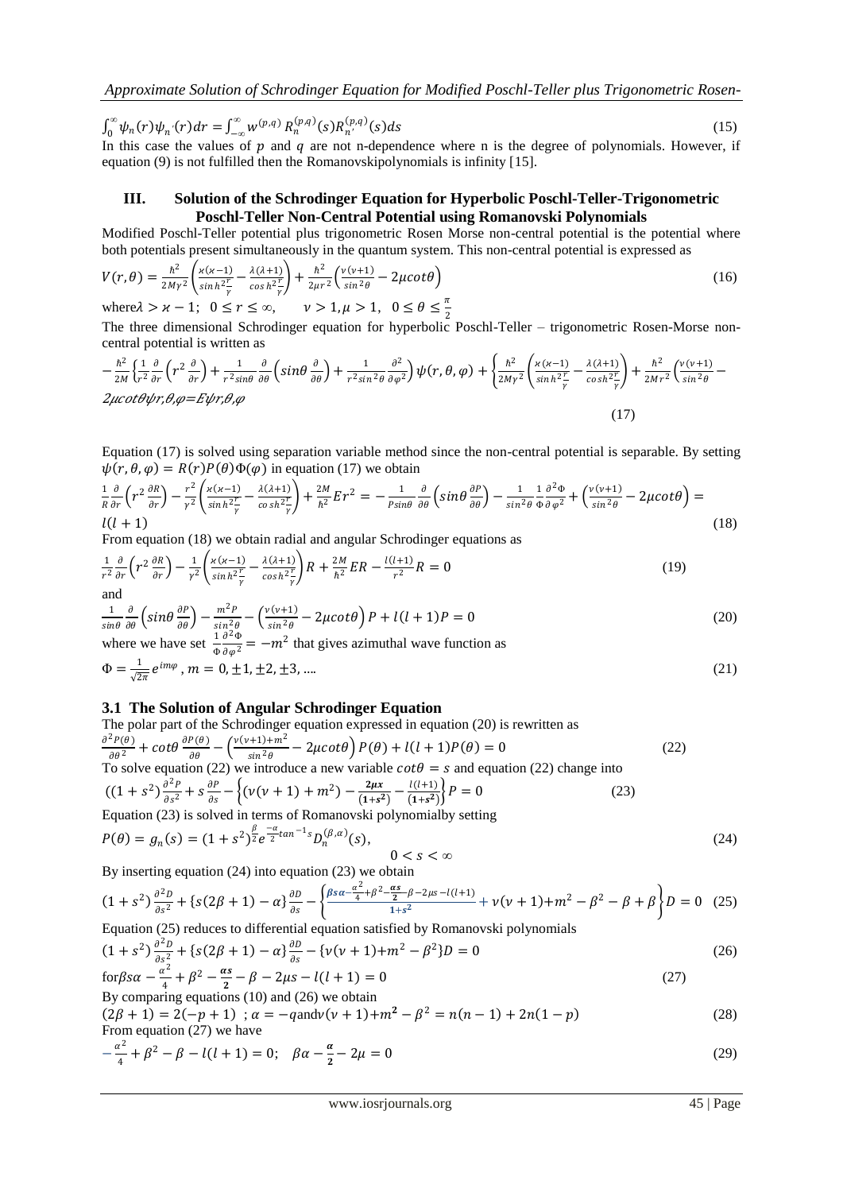$$\int_0^\infty \psi_n(r)\psi_{n'}(r)dr = \int_{-\infty}^{\infty} w^{(p,q)}\, R_n^{(p,q)}(s)R_{n'}^{(p,q)}(s)ds \tag{15}$$

In this case the values of $p$ and $q$ are not n-dependence where n is the degree of polynomials. However, if equation (9) is not fulfilled then the Romanovskipolynomials is infinity [15].

## III. Solution of the Schrodinger Equation for Hyperbolic Poschl-Teller-Trigonometric Poschl-Teller Non-Central Potential using Romanovski Polynomials

Modified Poschl-Teller potential plus trigonometric Rosen Morse non-central potential is the potential where both potentials present simultaneously in the quantum system. This non-central potential is expressed as

$$V(r,\theta) = \frac{\hbar^2}{2M\gamma^2}\left(\frac{\varkappa(\varkappa-1)}{\sinh^2\frac{r}{\gamma}} - \frac{\lambda(\lambda+1)}{\cosh^2\frac{r}{\gamma}}\right) + \frac{\hbar^2}{2\mu r^2}\left(\frac{\nu(\nu+1)}{\sin^2\theta} - 2\mu\cot\theta\right) \tag{16}$$

where $\lambda > \varkappa - 1;\ \ 0 \le r \le \infty,\quad \nu > 1, \mu > 1,\ \ 0 \le \theta \le \frac{\pi}{2}$

The three dimensional Schrodinger equation for hyperbolic Poschl-Teller – trigonometric Rosen-Morse non-central potential is written as

$$-\frac{\hbar^2}{2M}\left\{\frac{1}{r^2}\frac{\partial}{\partial r}\left(r^2\frac{\partial}{\partial r}\right) + \frac{1}{r^2\sin\theta}\frac{\partial}{\partial\theta}\left(\sin\theta\frac{\partial}{\partial\theta}\right) + \frac{1}{r^2\sin^2\theta}\frac{\partial^2}{\partial\varphi^2}\right\}\psi(r,\theta,\varphi) + \left\{\frac{\hbar^2}{2M\gamma^2}\left(\frac{\varkappa(\varkappa-1)}{\sinh^2\frac{r}{\gamma}} - \frac{\lambda(\lambda+1)}{\cosh^2\frac{r}{\gamma}}\right) + \frac{\hbar^2}{2Mr^2}\left(\frac{\nu(\nu+1)}{\sin^2\theta} - 2\mu\cot\theta\right)\right\}\psi(r,\theta,\varphi) = E\psi(r,\theta,\varphi) \tag{17}$$

Equation (17) is solved using separation variable method since the non-central potential is separable. By setting $\psi(r,\theta,\varphi) = R(r)P(\theta)\Phi(\varphi)$ in equation (17) we obtain

$$\frac{1}{R}\frac{\partial}{\partial r}\left(r^2\frac{\partial R}{\partial r}\right) - \frac{r^2}{\gamma^2}\left(\frac{\varkappa(\varkappa-1)}{\sinh^2\frac{r}{\gamma}} - \frac{\lambda(\lambda+1)}{\cosh^2\frac{r}{\gamma}}\right) + \frac{2M}{\hbar^2}Er^2 = -\frac{1}{P\sin\theta}\frac{\partial}{\partial\theta}\left(\sin\theta\frac{\partial P}{\partial\theta}\right) - \frac{1}{\sin^2\theta}\frac{1}{\Phi}\frac{\partial^2\Phi}{\partial\varphi^2} + \left(\frac{\nu(\nu+1)}{\sin^2\theta} - 2\mu\cot\theta\right) = l(l+1) \tag{18}$$

From equation (18) we obtain radial and angular Schrodinger equations as

$$\frac{1}{r^2}\frac{\partial}{\partial r}\left(r^2\frac{\partial R}{\partial r}\right) - \frac{1}{\gamma^2}\left(\frac{\varkappa(\varkappa-1)}{\sinh^2\frac{r}{\gamma}} - \frac{\lambda(\lambda+1)}{\cosh^2\frac{r}{\gamma}}\right)R + \frac{2M}{\hbar^2}ER - \frac{l(l+1)}{r^2}R = 0 \tag{19}$$

and

$$\frac{1}{\sin\theta}\frac{\partial}{\partial\theta}\left(\sin\theta\frac{\partial P}{\partial\theta}\right) - \frac{m^2P}{\sin^2\theta} - \left(\frac{\nu(\nu+1)}{\sin^2\theta} - 2\mu\cot\theta\right)P + l(l+1)P = 0 \tag{20}$$

where we have set $\frac{1}{\Phi}\frac{\partial^2\Phi}{\partial\varphi^2} = -m^2$ that gives azimuthal wave function as

$$\Phi = \frac{1}{\sqrt{2\pi}}e^{im\varphi},\ m = 0, \pm1, \pm2, \pm3, .... \tag{21}$$

### 3.1 The Solution of Angular Schrodinger Equation

The polar part of the Schrodinger equation expressed in equation (20) is rewritten as

$$\frac{\partial^2P(\theta)}{\partial\theta^2} + \cot\theta\frac{\partial P(\theta)}{\partial\theta} - \left(\frac{\nu(\nu+1)+m^2}{\sin^2\theta} - 2\mu\cot\theta\right)P(\theta) + l(l+1)P(\theta) = 0 \tag{22}$$

To solve equation (22) we introduce a new variable $\cot\theta = s$ and equation (22) change into

$$((1+s^2)\frac{\partial^2P}{\partial s^2} + s\frac{\partial P}{\partial s} - \left\{(\nu(\nu+1)+m^2) - \frac{2\mu x}{(1+s^2)} - \frac{l(l+1)}{(1+s^2)}\right\}P = 0 \tag{23}$$

Equation (23) is solved in terms of Romanovski polynomialby setting

$$P(\theta) = g_n(s) = (1+s^2)^{\frac{\beta}{2}}e^{\frac{-\alpha}{2}\tan^{-1}s}D_n^{(\beta,\alpha)}(s),\qquad 0 < s < \infty \tag{24}$$

By inserting equation (24) into equation (23) we obtain

$$(1+s^2)\frac{\partial^2D}{\partial s^2} + \{s(2\beta+1) - \alpha\}\frac{\partial D}{\partial s} - \left\{\frac{\beta s\alpha - \frac{\alpha^2}{4} + \beta^2 - \frac{\alpha s}{2}\beta - 2\mu s - l(l+1)}{1+s^2} + \nu(\nu+1) + m^2 - \beta^2 - \beta + \beta\right\}D = 0 \tag{25}$$

Equation (25) reduces to differential equation satisfied by Romanovski polynomials

$$(1+s^2)\frac{\partial^2D}{\partial s^2} + \{s(2\beta+1) - \alpha\}\frac{\partial D}{\partial s} - \{\nu(\nu+1) + m^2 - \beta^2\}D = 0 \tag{26}$$

for $\beta s\alpha - \frac{\alpha^2}{4} + \beta^2 - \frac{\alpha s}{2} - \beta - 2\mu s - l(l+1) = 0$ (27)

By comparing equations (10) and (26) we obtain

$$(2\beta+1) = 2(-p+1)\ \ ;\ \alpha = -q \text{ and } \nu(\nu+1) + m^2 - \beta^2 = n(n-1) + 2n(1-p) \tag{28}$$

From equation (27) we have

$$-\frac{\alpha^2}{4} + \beta^2 - \beta - l(l+1) = 0;\quad \beta\alpha - \frac{\alpha}{2} - 2\mu = 0 \tag{29}$$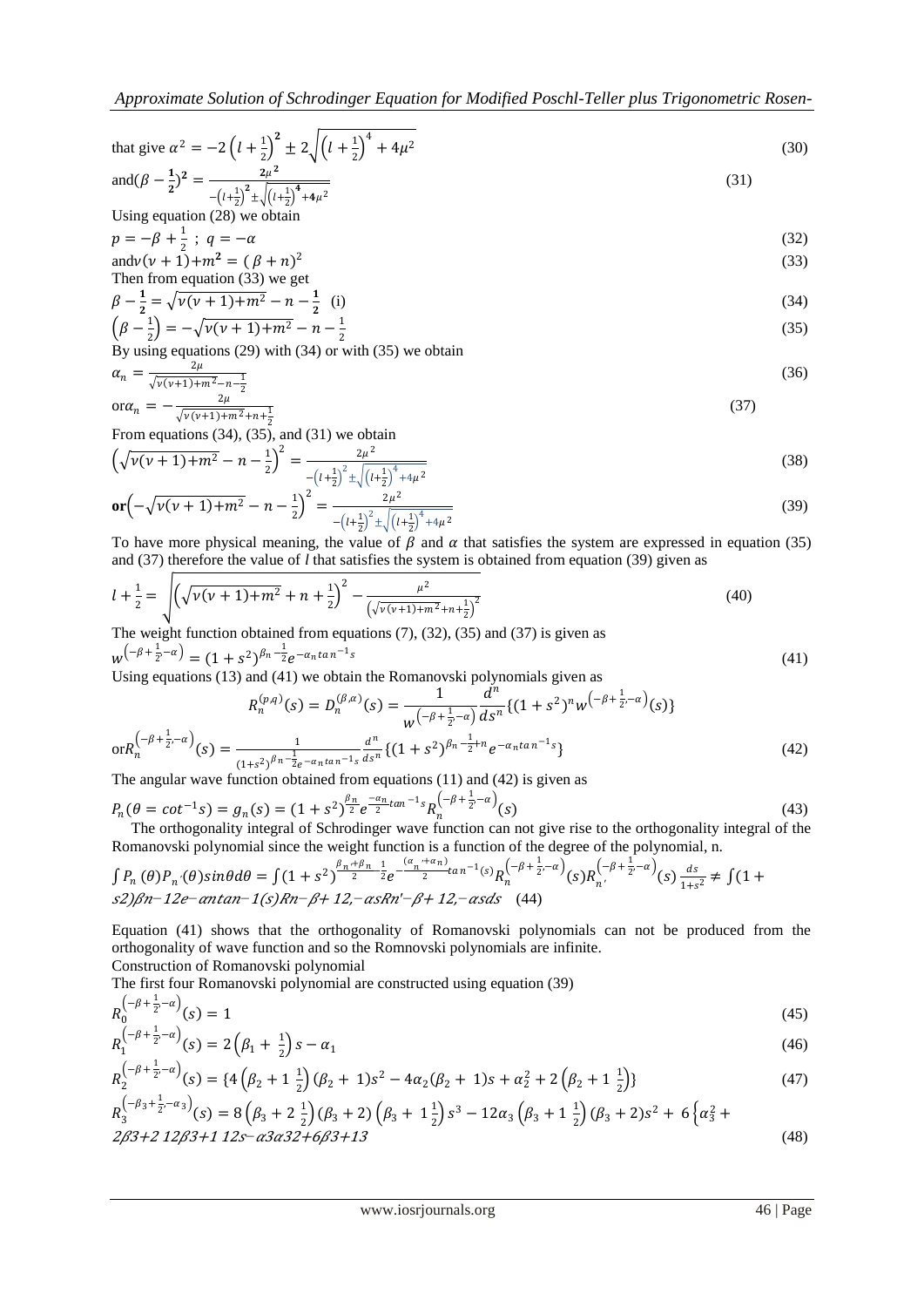that give $\alpha^2 = -2\left(l+\frac{1}{2}\right)^2 \pm 2\sqrt{\left(l+\frac{1}{2}\right)^4 + 4\mu^2}$ (30)

and $(\beta - \frac{1}{2})^2 = \frac{2\mu^2}{-\left(l+\frac{1}{2}\right)^2 \pm \sqrt{\left(l+\frac{1}{2}\right)^4 + 4\mu^2}}$ (31)

Using equation (28) we obtain

$$p = -\beta + \frac{1}{2}\ ;\ q = -\alpha \tag{32}$$

and $v(v+1) + m^2 = (\beta + n)^2$ (33)

Then from equation (33) we get

$$\beta - \frac{1}{2} = \sqrt{v(v+1)+m^2} - n - \frac{1}{2} \quad \text{(i)} \tag{34}$$

$$\left(\beta - \frac{1}{2}\right) = -\sqrt{v(v+1)+m^2} - n - \frac{1}{2} \tag{35}$$

By using equations (29) with (34) or with (35) we obtain

$$\alpha_n = \frac{2\mu}{\sqrt{v(v+1)+m^2} - n - \frac{1}{2}} \tag{36}$$

or $\alpha_n = -\frac{2\mu}{\sqrt{v(v+1)+m^2} + n + \frac{1}{2}}$ (37)

From equations (34), (35), and (31) we obtain

$$\left(\sqrt{v(v+1)+m^2} - n - \frac{1}{2}\right)^2 = \frac{2\mu^2}{-\left(l+\frac{1}{2}\right)^2 \pm \sqrt{\left(l+\frac{1}{2}\right)^4 + 4\mu^2}} \tag{38}$$

**or** $\left(-\sqrt{v(v+1)+m^2} - n - \frac{1}{2}\right)^2 = \frac{2\mu^2}{-\left(l+\frac{1}{2}\right)^2 \pm \sqrt{\left(l+\frac{1}{2}\right)^4 + 4\mu^2}}$ (39)

To have more physical meaning, the value of $\beta$ and $\alpha$ that satisfies the system are expressed in equation (35) and (37) therefore the value of *l* that satisfies the system is obtained from equation (39) given as

$$l + \frac{1}{2} = \sqrt{\left(\sqrt{v(v+1)+m^2} + n + \frac{1}{2}\right)^2 - \frac{\mu^2}{\left(\sqrt{v(v+1)+m^2} + n + \frac{1}{2}\right)^2}} \tag{40}$$

The weight function obtained from equations (7), (32), (35) and (37) is given as

$$w^{\left(-\beta+\frac{1}{2},-\alpha\right)} = (1+s^2)^{\beta_n - \frac{1}{2}} e^{-\alpha_n \tan^{-1} s} \tag{41}$$

Using equations (13) and (41) we obtain the Romanovski polynomials given as

$$R_n^{(p,q)}(s) = D_n^{(\beta,\alpha)}(s) = \frac{1}{w^{\left(-\beta+\frac{1}{2},-\alpha\right)}} \frac{d^n}{ds^n}\{(1+s^2)^n w^{\left(-\beta+\frac{1}{2},-\alpha\right)}(s)\}$$

or $R_n^{\left(-\beta+\frac{1}{2},-\alpha\right)}(s) = \frac{1}{(1+s^2)^{\beta_n - \frac{1}{2}} e^{-\alpha_n \tan^{-1} s}} \frac{d^n}{ds^n}\{(1+s^2)^{\beta_n - \frac{1}{2}+n} e^{-\alpha_n \tan^{-1} s}\}$ (42)

The angular wave function obtained from equations (11) and (42) is given as

$$P_n(\theta = \cot^{-1} s) = g_n(s) = (1+s^2)^{\frac{\beta_n}{2}} e^{\frac{-\alpha_n}{2}\tan^{-1} s} R_n^{\left(-\beta+\frac{1}{2},-\alpha\right)}(s) \tag{43}$$

The orthogonality integral of Schrodinger wave function can not give rise to the orthogonality integral of the Romanovski polynomial since the weight function is a function of the degree of the polynomial, n.

$$\int P_n(\theta) P_{n'}(\theta) \sin\theta d\theta = \int (1+s^2)^{\frac{\beta_{n'}+\beta_n}{2} - \frac{1}{2}} e^{-\frac{(\alpha_{n'}+\alpha_n)}{2}\tan^{-1}(s)} R_n^{\left(-\beta+\frac{1}{2},-\alpha\right)}(s) R_{n'}^{\left(-\beta+\frac{1}{2},-\alpha\right)}(s) \frac{ds}{1+s^2} \neq \int (1+s^2)^{\beta_n - \frac{1}{2}} e^{-\alpha_n \tan^{-1}(s)} R_n^{\left(-\beta+\frac{1}{2},-\alpha\right)} R_{n'}^{\left(-\beta+\frac{1}{2},-\alpha\right)} ds \tag{44}$$

Equation (41) shows that the orthogonality of Romanovski polynomials can not be produced from the orthogonality of wave function and so the Romnovski polynomials are infinite.

Construction of Romanovski polynomial

The first four Romanovski polynomial are constructed using equation (39)

$$R_0^{\left(-\beta+\frac{1}{2},-\alpha\right)}(s) = 1 \tag{45}$$

$$R_1^{\left(-\beta+\frac{1}{2},-\alpha\right)}(s) = 2\left(\beta_1 + \frac{1}{2}\right)s - \alpha_1 \tag{46}$$

$$R_2^{\left(-\beta+\frac{1}{2},-\alpha\right)}(s) = \{4\left(\beta_2 + 1\frac{1}{2}\right)(\beta_2+1)s^2 - 4\alpha_2(\beta_2+1)s + \alpha_2^2 + 2\left(\beta_2 + 1\frac{1}{2}\right)\} \tag{47}$$

$$R_3^{\left(-\beta_3+\frac{1}{2},-\alpha_3\right)}(s) = 8\left(\beta_3 + 2\frac{1}{2}\right)(\beta_3+2)\left(\beta_3 + 1\frac{1}{2}\right)s^3 - 12\alpha_3\left(\beta_3 + 1\frac{1}{2}\right)(\beta_3+2)s^2 + 6\left\{\alpha_3^2 + 2\left(\beta_3 + 2\frac{1}{2}\right)\left(\beta_3 + 1\frac{1}{2}\right)\right\}s - \alpha_3\left(\alpha_3^2 + 6\beta_3 + 13\right) \tag{48}$$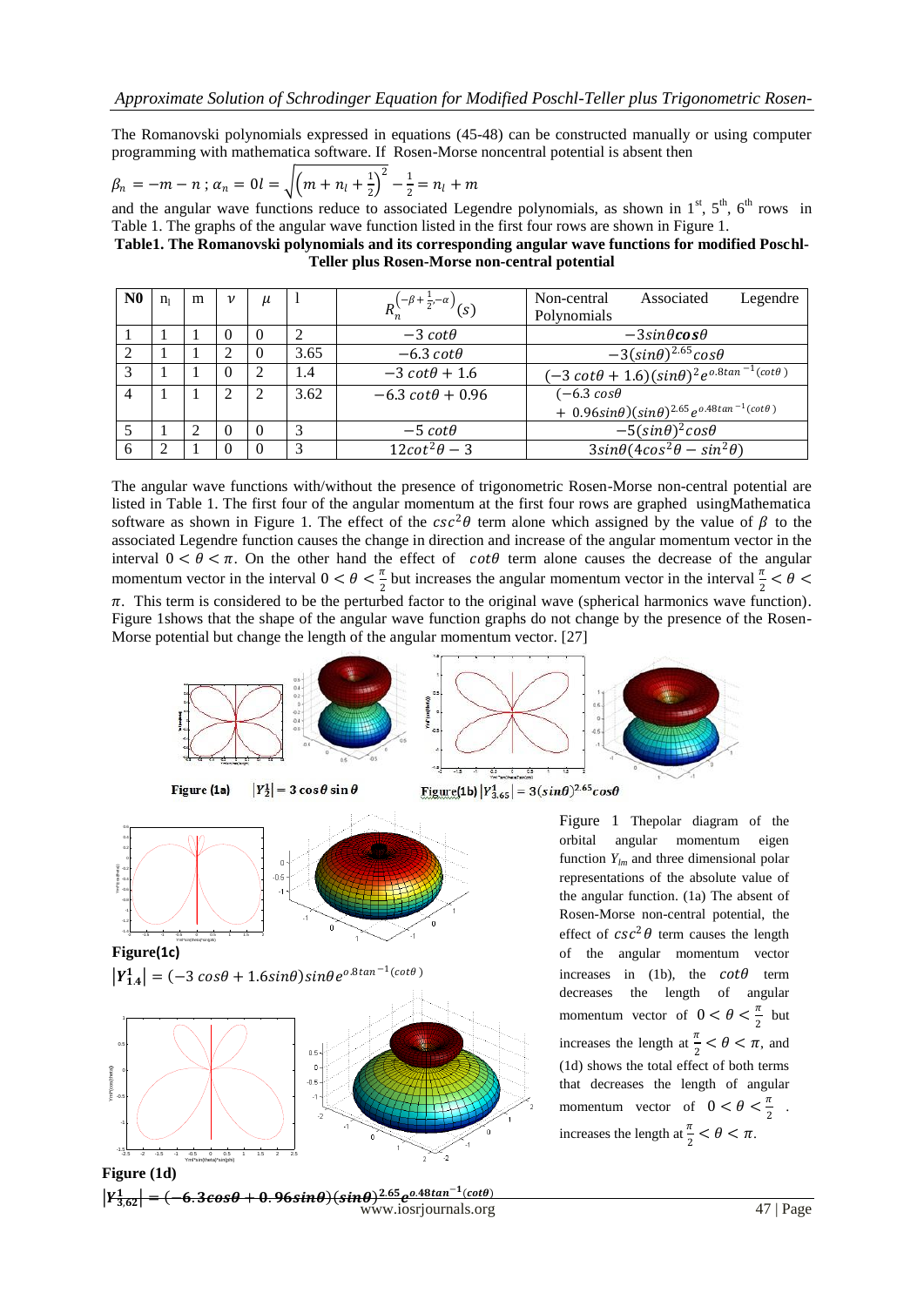The Romanovski polynomials expressed in equations (45-48) can be constructed manually or using computer programming with mathematica software. If Rosen-Morse noncentral potential is absent then

$$\beta_n = -m - n \; ; \; \alpha_n = 0 l = \sqrt{\left(m + n_l + \tfrac{1}{2}\right)^2} - \tfrac{1}{2} = n_l + m$$

and the angular wave functions reduce to associated Legendre polynomials, as shown in 1st, 5th, 6th rows in Table 1. The graphs of the angular wave function listed in the first four rows are shown in Figure 1.

**Table1. The Romanovski polynomials and its corresponding angular wave functions for modified Poschl-Teller plus Rosen-Morse non-central potential**

| N0 | $n_l$ | m | $\nu$ | $\mu$ | l | $R_n^{\left(-\beta+\frac{1}{2},-\alpha\right)}(s)$ | Non-central Associated Legendre Polynomials |
|---|---|---|---|---|---|---|---|
| 1 | 1 | 1 | 0 | 0 | 2 | $-3\,cot\theta$ | $-3sin\theta \boldsymbol{cos\theta}$ |
| 2 | 1 | 1 | 2 | 0 | 3.65 | $-6.3\,cot\theta$ | $-3(sin\theta)^{2.65}cos\theta$ |
| 3 | 1 | 1 | 0 | 2 | 1.4 | $-3\,cot\theta + 1.6$ | $(-3\,cot\theta + 1.6)(sin\theta)^2 e^{o.8tan^{-1}(cot\theta)}$ |
| 4 | 1 | 1 | 2 | 2 | 3.62 | $-6.3\,cot\theta + 0.96$ | $(-6.3\,cos\theta + 0.96sin\theta)(sin\theta)^{2.65} e^{o.48tan^{-1}(cot\theta)}$ |
| 5 | 1 | 2 | 0 | 0 | 3 | $-5\,cot\theta$ | $-5(sin\theta)^2 cos\theta$ |
| 6 | 2 | 1 | 0 | 0 | 3 | $12cot^2\theta - 3$ | $3sin\theta(4cos^2\theta - sin^2\theta)$ |

The angular wave functions with/without the presence of trigonometric Rosen-Morse non-central potential are listed in Table 1. The first four of the angular momentum at the first four rows are graphed usingMathematica software as shown in Figure 1. The effect of the $csc^2\theta$ term alone which assigned by the value of $\beta$ to the associated Legendre function causes the change in direction and increase of the angular momentum vector in the interval $0 < \theta < \pi$. On the other hand the effect of $cot\theta$ term alone causes the decrease of the angular momentum vector in the interval $0 < \theta < \frac{\pi}{2}$ but increases the angular momentum vector in the interval $\frac{\pi}{2} < \theta < \pi$. This term is considered to be the perturbed factor to the original wave (spherical harmonics wave function). Figure 1shows that the shape of the angular wave function graphs do not change by the presence of the Rosen-Morse potential but change the length of the angular momentum vector. [27]

Figure (1a) $|Y_2^1| = 3\cos\theta\sin\theta$

Figure(1b) $|Y_{3.65}^1| = 3(sin\theta)^{2.65}cos\theta$

Figure(1c) $|Y_{1.4}^1| = (-3\,cos\theta + 1.6sin\theta)sin\theta e^{o.8tan^{-1}(cot\theta)}$

Figure (1d) $|Y_{3,62}^1| = (-6.3cos\theta + 0.96sin\theta)(sin\theta)^{2.65}e^{o.48tan^{-1}(cot\theta)}$

Figure 1 Thepolar diagram of the orbital angular momentum eigen function $Y_{lm}$ and three dimensional polar representations of the absolute value of the angular function. (1a) The absent of Rosen-Morse non-central potential, the effect of $csc^2\theta$ term causes the length of the angular momentum vector increases in (1b), the $cot\theta$ term decreases the length of angular momentum vector of $0 < \theta < \frac{\pi}{2}$ but increases the length at $\frac{\pi}{2} < \theta < \pi$, and (1d) shows the total effect of both terms that decreases the length of angular momentum vector of $0 < \theta < \frac{\pi}{2}$ . increases the length at $\frac{\pi}{2} < \theta < \pi$.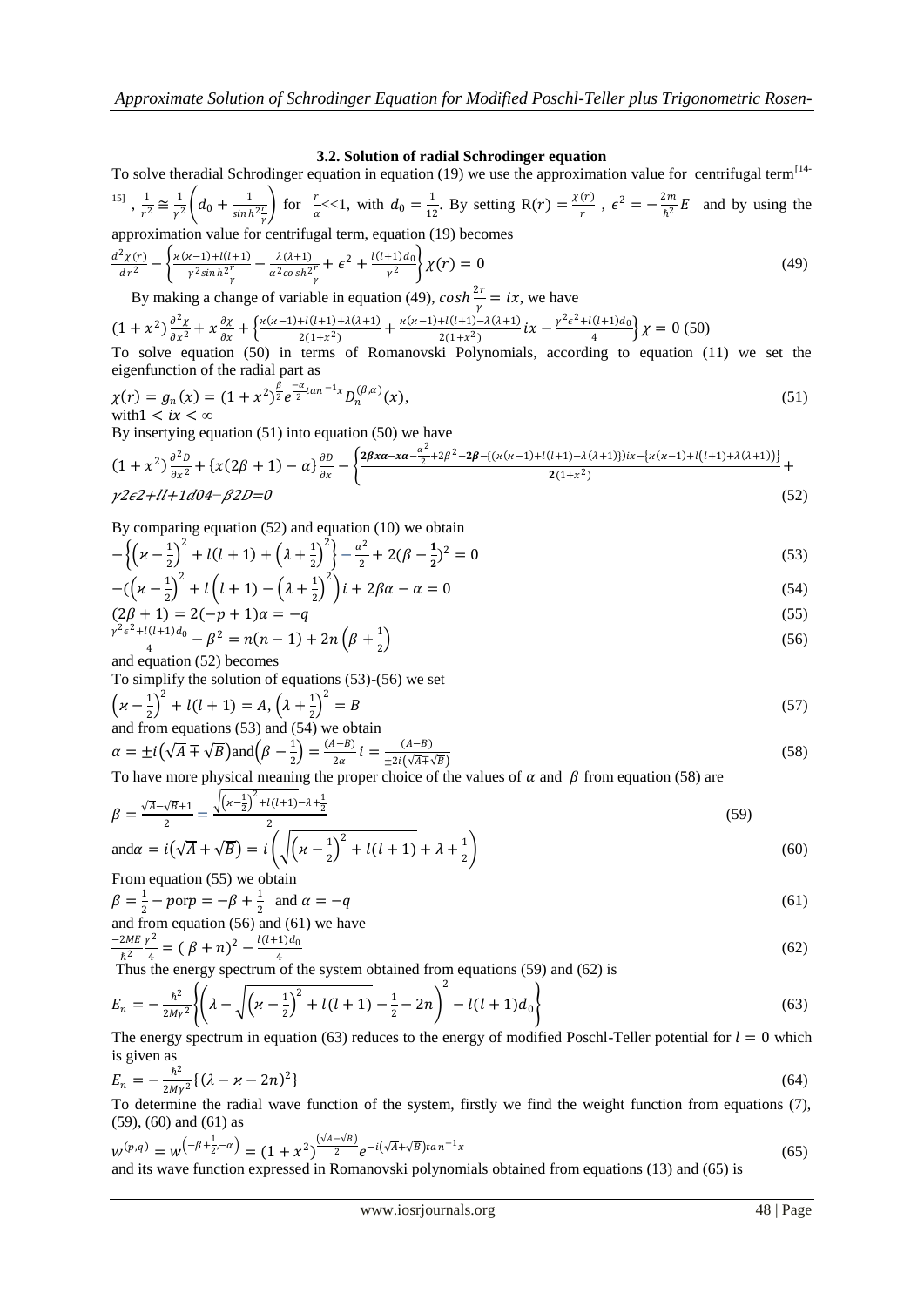### 3.2. Solution of radial Schrodinger equation

To solve theradial Schrodinger equation in equation (19) we use the approximation value for centrifugal term[14-15] , $\frac{1}{r^2} \cong \frac{1}{\gamma^2}\left(d_0 + \frac{1}{\sinh^2\frac{r}{\gamma}}\right)$ for $\frac{r}{\alpha}$<<1, with $d_0 = \frac{1}{12}$. By setting $R(r) = \frac{\chi(r)}{r}$ , $\epsilon^2 = -\frac{2m}{\hbar^2}E$ and by using the approximation value for centrifugal term, equation (19) becomes

$$\frac{d^2\chi(r)}{dr^2} - \left\{\frac{\varkappa(\varkappa-1)+l(l+1)}{\gamma^2\sinh^2\frac{r}{\gamma}} - \frac{\lambda(\lambda+1)}{\alpha^2\cosh^2\frac{r}{\gamma}} + \epsilon^2 + \frac{l(l+1)d_0}{\gamma^2}\right\}\chi(r) = 0 \tag{49}$$

By making a change of variable in equation (49), $\cosh\frac{2r}{\gamma} = ix$, we have

$$(1+x^2)\frac{\partial^2\chi}{\partial x^2} + x\frac{\partial\chi}{\partial x} + \left\{\frac{\varkappa(\varkappa-1)+l(l+1)+\lambda(\lambda+1)}{2(1+x^2)} + \frac{\varkappa(\varkappa-1)+l(l+1)-\lambda(\lambda+1)}{2(1+x^2)}ix - \frac{\gamma^2\epsilon^2+l(l+1)d_0}{4}\right\}\chi = 0 \tag{50}$$

To solve equation (50) in terms of Romanovski Polynomials, according to equation (11) we set the eigenfunction of the radial part as

$$\chi(r) = g_n(x) = (1+x^2)^{\frac{\beta}{2}}e^{\frac{-\alpha}{2}\tan^{-1}x}D_n^{(\beta,\alpha)}(x), \tag{51}$$

with$1 < ix < \infty$

By insertying equation (51) into equation (50) we have

$$(1+x^2)\frac{\partial^2 D}{\partial x^2} + \{x(2\beta+1)-\alpha\}\frac{\partial D}{\partial x} - \left\{\frac{2\beta x\alpha - x\alpha - \frac{\alpha^2}{2} + 2\beta^2 - 2\beta - \{(\varkappa(\varkappa-1)+l(l+1)-\lambda(\lambda+1)\})ix - \{\varkappa(\varkappa-1)+l(l+1)+\lambda(\lambda+1)\}}{2(1+x^2)} + \frac{\gamma^2\epsilon^2+l(l+1)d_0}{4} - \beta^2\right\}D = 0 \tag{52}$$

By comparing equation (52) and equation (10) we obtain

$$-\left\{\left(\varkappa-\frac{1}{2}\right)^2 + l(l+1) + \left(\lambda+\frac{1}{2}\right)^2\right\} - \frac{\alpha^2}{2} + 2\left(\beta-\frac{1}{2}\right)^2 = 0 \tag{53}$$

$$-\left(\left(\varkappa-\frac{1}{2}\right)^2 + l\left(l+1\right) - \left(\lambda+\frac{1}{2}\right)^2\right)i + 2\beta\alpha - \alpha = 0 \tag{54}$$

$$(2\beta+1) = 2(-p+1)\alpha = -q \tag{55}$$

$$\frac{\gamma^2\epsilon^2+l(l+1)d_0}{4} - \beta^2 = n(n-1) + 2n\left(\beta+\frac{1}{2}\right) \tag{56}$$

and equation (52) becomes

To simplify the solution of equations (53)-(56) we set

$$\left(\varkappa-\frac{1}{2}\right)^2 + l(l+1) = A,\ \left(\lambda+\frac{1}{2}\right)^2 = B \tag{57}$$

and from equations (53) and (54) we obtain

$$\alpha = \pm i\left(\sqrt{A} \mp \sqrt{B}\right) \text{and} \left(\beta-\frac{1}{2}\right) = \frac{(A-B)}{2\alpha}i = \frac{(A-B)}{\pm 2i(\sqrt{A}\mp\sqrt{B})} \tag{58}$$

To have more physical meaning the proper choice of the values of $\alpha$ and $\beta$ from equation (58) are

$$\beta = \frac{\sqrt{A}-\sqrt{B}+1}{2} = \frac{\sqrt{\left(\varkappa-\frac{1}{2}\right)^2+l(l+1)} - \lambda + \frac{1}{2}}{2} \tag{59}$$

$$\text{and}\alpha = i\left(\sqrt{A}+\sqrt{B}\right) = i\left(\sqrt{\left(\varkappa-\frac{1}{2}\right)^2 + l(l+1)} + \lambda + \frac{1}{2}\right) \tag{60}$$

From equation (55) we obtain

$$\beta = \frac{1}{2} - p \text{or} p = -\beta + \frac{1}{2} \quad \text{and } \alpha = -q \tag{61}$$

and from equation (56) and (61) we have

$$\frac{-2ME}{\hbar^2}\frac{\gamma^2}{4} = (\beta+n)^2 - \frac{l(l+1)d_0}{4} \tag{62}$$

Thus the energy spectrum of the system obtained from equations (59) and (62) is

$$E_n = -\frac{\hbar^2}{2M\gamma^2}\left\{\left(\lambda - \sqrt{\left(\varkappa-\frac{1}{2}\right)^2 + l(l+1)} - \frac{1}{2} - 2n\right)^2 - l(l+1)d_0\right\} \tag{63}$$

The energy spectrum in equation (63) reduces to the energy of modified Poschl-Teller potential for $l = 0$ which is given as

$$E_n = -\frac{\hbar^2}{2M\gamma^2}\{(\lambda-\varkappa-2n)^2\} \tag{64}$$

To determine the radial wave function of the system, firstly we find the weight function from equations (7), (59), (60) and (61) as

$$w^{(p,q)} = w^{\left(-\beta+\frac{1}{2},-\alpha\right)} = (1+x^2)^{\frac{(\sqrt{A}-\sqrt{B})}{2}}e^{-i(\sqrt{A}+\sqrt{B})\tan^{-1}x} \tag{65}$$

and its wave function expressed in Romanovski polynomials obtained from equations (13) and (65) is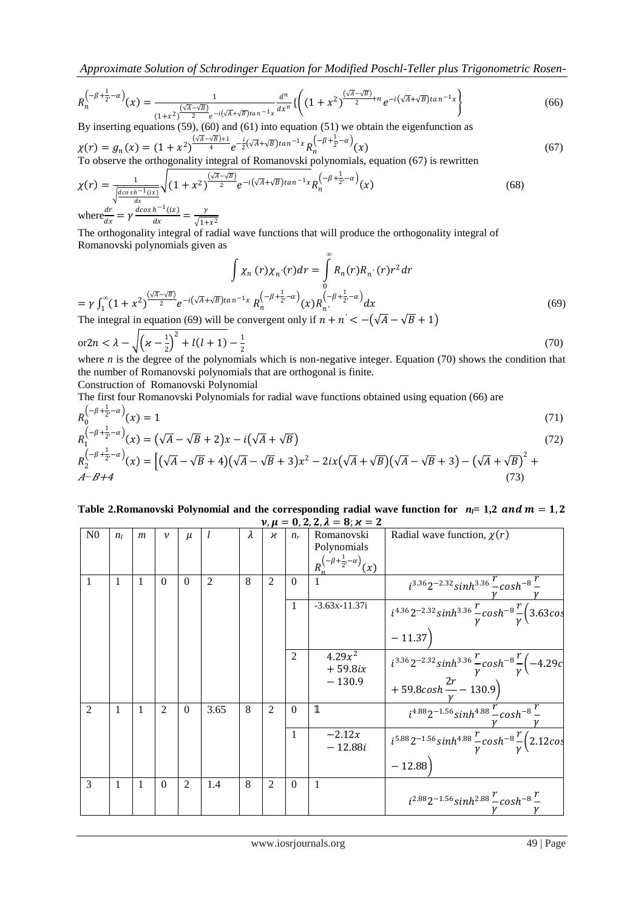$$R_n^{\left(-\beta+\frac{1}{2},-\alpha\right)}(x) = \frac{1}{(1+x^2)^{\frac{(\sqrt{A}-\sqrt{B})}{2}} e^{-i(\sqrt{A}+\sqrt{B})\tan^{-1}x}} \frac{d^n}{dx^n}\left\{\left((1+x^2)^{\frac{(\sqrt{A}-\sqrt{B})}{2}+n} e^{-i(\sqrt{A}+\sqrt{B})\tan^{-1}x}\right\}\right. \tag{66}$$

By inserting equations (59), (60) and (61) into equation (51) we obtain the eigenfunction as

$$\chi(r) = g_n(x) = (1+x^2)^{\frac{(\sqrt{A}-\sqrt{B})+1}{4}} e^{-\frac{i}{2}(\sqrt{A}+\sqrt{B})\tan^{-1}x} R_n^{\left(-\beta+\frac{1}{2},-\alpha\right)}(x) \tag{67}$$

To observe the orthogonality integral of Romanovski polynomials, equation (67) is rewritten

$$\chi(r) = \frac{1}{\sqrt{\frac{d\cosh^{-1}(ix)}{dx}}} \sqrt{(1+x^2)^{\frac{(\sqrt{A}-\sqrt{B})}{2}} e^{-i(\sqrt{A}+\sqrt{B})\tan^{-1}x}} R_n^{\left(-\beta+\frac{1}{2},-\alpha\right)}(x) \tag{68}$$

where $\frac{dr}{dx} = \gamma \frac{d\cosh^{-1}(ix)}{dx} = \frac{\gamma}{\sqrt{1+x^2}}$

The orthogonality integral of radial wave functions that will produce the orthogonality integral of Romanovski polynomials given as

$$\int \chi_n(r)\chi_{n'}(r)dr = \int_0^\infty R_n(r)R_{n'}(r)r^2 dr$$

$$= \gamma\int_1^\infty (1+x^2)^{\frac{(\sqrt{A}-\sqrt{B})}{2}} e^{-i(\sqrt{A}+\sqrt{B})\tan^{-1}x} R_n^{\left(-\beta+\frac{1}{2},-\alpha\right)}(x) R_{n'}^{\left(-\beta+\frac{1}{2},-\alpha\right)} dx \tag{69}$$

The integral in equation (69) will be convergent only if $n + n' < -(\sqrt{A} - \sqrt{B} + 1)$

$$\text{or } 2n < \lambda - \sqrt{\left(\varkappa - \tfrac{1}{2}\right)^2 + l(l+1)} - \frac{1}{2} \tag{70}$$

where *n* is the degree of the polynomials which is non-negative integer. Equation (70) shows the condition that the number of Romanovski polynomials that are orthogonal is finite.

Construction of Romanovski Polynomial

The first four Romanovski Polynomials for radial wave functions obtained using equation (66) are

$$R_0^{\left(-\beta+\frac{1}{2},-\alpha\right)}(x) = 1 \tag{71}$$

$$R_1^{\left(-\beta+\frac{1}{2},-\alpha\right)}(x) = (\sqrt{A}-\sqrt{B}+2)x - i(\sqrt{A}+\sqrt{B}) \tag{72}$$

$$R_2^{\left(-\beta+\frac{1}{2},-\alpha\right)}(x) = \left[(\sqrt{A}-\sqrt{B}+4)(\sqrt{A}-\sqrt{B}+3)x^2 - 2ix(\sqrt{A}+\sqrt{B})(\sqrt{A}-\sqrt{B}+3) - (\sqrt{A}+\sqrt{B})^2 + A - B + 4\right. \tag{73}$$

**Table 2.Romanovski Polynomial and the corresponding radial wave function for $n_l = 1,2$ and $m = 1,2$ $\nu, \mu = 0,2,2, \lambda = 8; \varkappa = 2$**

| N0 | $n_l$ | $m$ | $\nu$ | $\mu$ | $l$ | $\lambda$ | $\varkappa$ | $n_r$ | Romanovski Polynomials $R_n^{\left(-\beta+\frac{1}{2},-\alpha\right)}(x)$ | Radial wave function, $\chi(r)$ |
|---|---|---|---|---|---|---|---|---|---|---|
| 1 | 1 | 1 | 0 | 0 | 2 | 8 | 2 | 0 | 1 | $i^{3.36}2^{-2.32}\sinh^{3.36}\frac{r}{\gamma}\cosh^{-8}\frac{r}{\gamma}$ |
| | | | | | | | | 1 | -3.63x-11.37i | $i^{4.36}2^{-2.32}\sinh^{3.36}\frac{r}{\gamma}\cosh^{-8}\frac{r}{\gamma}\left(3.63cos - 11.37\right)$ |
| | | | | | | | | 2 | $4.29x^2 + 59.8ix - 130.9$ | $i^{3.36}2^{-2.32}\sinh^{3.36}\frac{r}{\gamma}\cosh^{-8}\frac{r}{\gamma}\left(-4.29c + 59.8\cosh\frac{2r}{\gamma} - 130.9\right)$ |
| 2 | 1 | 1 | 2 | 0 | 3.65 | 8 | 2 | 0 | 1 | $i^{4.88}2^{-1.56}\sinh^{4.88}\frac{r}{\gamma}\cosh^{-8}\frac{r}{\gamma}$ |
| | | | | | | | | 1 | $-2.12x - 12.88i$ | $i^{5.88}2^{-1.56}\sinh^{4.88}\frac{r}{\gamma}\cosh^{-8}\frac{r}{\gamma}\left(2.12cos - 12.88\right)$ |
| 3 | 1 | 1 | 0 | 2 | 1.4 | 8 | 2 | 0 | 1 | $i^{2.88}2^{-1.56}\sinh^{2.88}\frac{r}{\gamma}\cosh^{-8}\frac{r}{\gamma}$ |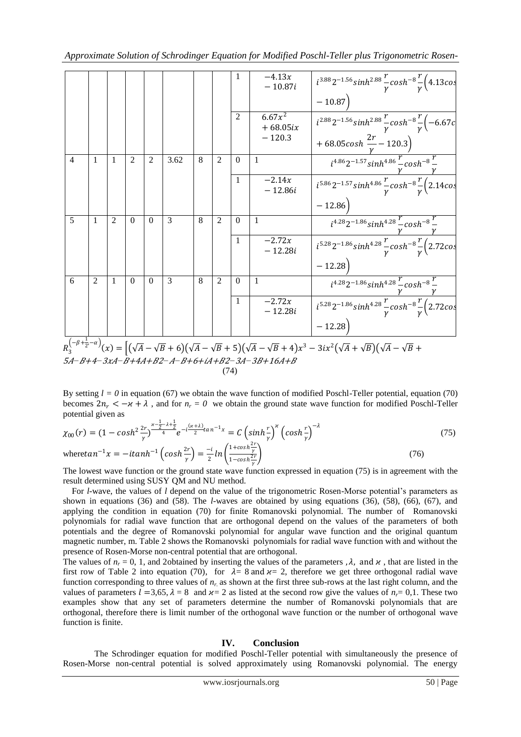|  |  |  |  |  |  |  |  | 1 | $-4.13x - 10.87i$ | $i^{3.88}2^{-1.56}sinh^{2.88}\frac{r}{\gamma}cosh^{-8}\frac{r}{\gamma}\left(4.13cos\right.$ $\left.-10.87\right)$ |
|---|---|---|---|---|---|---|---|---|---|---|
|  |  |  |  |  |  |  |  | 2 | $6.67x^2 + 68.05ix - 120.3$ | $i^{2.88}2^{-1.56}sinh^{2.88}\frac{r}{\gamma}cosh^{-8}\frac{r}{\gamma}\left(-6.67c\right.$ $\left.+68.05cosh\ \frac{2r}{\gamma}-120.3\right)$ |
| 4 | 1 | 1 | 2 | 2 | 3.62 | 8 | 2 | 0 | 1 | $i^{4.86}2^{-1.57}sinh^{4.86}\frac{r}{\gamma}cosh^{-8}\frac{r}{\gamma}$ |
|  |  |  |  |  |  |  |  | 1 | $-2.14x - 12.86i$ | $i^{5.86}2^{-1.57}sinh^{4.86}\frac{r}{\gamma}cosh^{-8}\frac{r}{\gamma}\left(2.14cos\right.$ $\left.-12.86\right)$ |
| 5 | 1 | 2 | 0 | 0 | 3 | 8 | 2 | 0 | 1 | $i^{4.28}2^{-1.86}sinh^{4.28}\frac{r}{\gamma}cosh^{-8}\frac{r}{\gamma}$ |
|  |  |  |  |  |  |  |  | 1 | $-2.72x - 12.28i$ | $i^{5.28}2^{-1.86}sinh^{4.28}\frac{r}{\gamma}cosh^{-8}\frac{r}{\gamma}\left(2.72cos\right.$ $\left.-12.28\right)$ |
| 6 | 2 | 1 | 0 | 0 | 3 | 8 | 2 | 0 | 1 | $i^{4.28}2^{-1.86}sinh^{4.28}\frac{r}{\gamma}cosh^{-8}\frac{r}{\gamma}$ |
|  |  |  |  |  |  |  |  | 1 | $-2.72x - 12.28i$ | $i^{5.28}2^{-1.86}sinh^{4.28}\frac{r}{\gamma}cosh^{-8}\frac{r}{\gamma}\left(2.72cos\right.$ $\left.-12.28\right)$ |

$$R_3^{\left(-\beta+\frac{1}{2}-\alpha\right)}(x) = \left[\left(\sqrt{A}-\sqrt{B}+6\right)\left(\sqrt{A}-\sqrt{B}+5\right)\left(\sqrt{A}-\sqrt{B}+4\right)x^3 - 3ix^2\left(\sqrt{A}+\sqrt{B}\right)\left(\sqrt{A}-\sqrt{B}+\right.\right.$$
5A−B+4−3xA−B+4A+B2−A−B+6+iA+B2−3A−3B+16A+B

(74)

By setting $l = 0$ in equation (67) we obtain the wave function of modified Poschl-Teller potential, equation (70) becomes $2n_r < -\varkappa + \lambda$ , and for $n_r = 0$ we obtain the ground state wave function for modified Poschl-Teller potential given as

$$\chi_{00}(r) = (1 - cosh^2\frac{2r}{\gamma})^{\frac{\varkappa-\frac{1}{2}-\lambda+\frac{1}{2}}{4}} e^{-i\frac{(\varkappa+\lambda)}{2}tan^{-1}x} = C\left(sinh\frac{r}{\gamma}\right)^{\varkappa}\left(cosh\frac{r}{\gamma}\right)^{-\lambda} \tag{75}$$

where $tan^{-1}x = -itanh^{-1}\left(cosh\frac{2r}{\gamma}\right) = \frac{-i}{2}ln\left(\frac{1+cosh\frac{2r}{\gamma}}{1-cosh\frac{2r}{\gamma}}\right)$ (76)

The lowest wave function or the ground state wave function expressed in equation (75) is in agreement with the result determined using SUSY QM and NU method.

For *l*-wave, the values of *l* depend on the value of the trigonometric Rosen-Morse potential's parameters as shown in equations (36) and (58). The *l*-waves are obtained by using equations (36), (58), (66), (67), and applying the condition in equation (70) for finite Romanovski polynomial. The number of Romanovski polynomials for radial wave function that are orthogonal depend on the values of the parameters of both potentials and the degree of Romanovski polynomial for angular wave function and the original quantum magnetic number, m. Table 2 shows the Romanovski polynomials for radial wave function with and without the presence of Rosen-Morse non-central potential that are orthogonal.

The values of $n_r$ = 0, 1, and 2obtained by inserting the values of the parameters ,$\lambda$, and $\varkappa$ , that are listed in the first row of Table 2 into equation (70), for $\lambda$= 8 and $\varkappa$= 2, therefore we get three orthogonal radial wave function corresponding to three values of $n_r$ as shown at the first three sub-rows at the last right column, and the values of parameters $l$ =3,65, $\lambda$ = 8 and $\varkappa$= 2 as listed at the second row give the values of $n_r$= 0,1. These two examples show that any set of parameters determine the number of Romanovski polynomials that are orthogonal, therefore there is limit number of the orthogonal wave function or the number of orthogonal wave function is finite.

## IV. Conclusion

The Schrodinger equation for modified Poschl-Teller potential with simultaneously the presence of Rosen-Morse non-central potential is solved approximately using Romanovski polynomial. The energy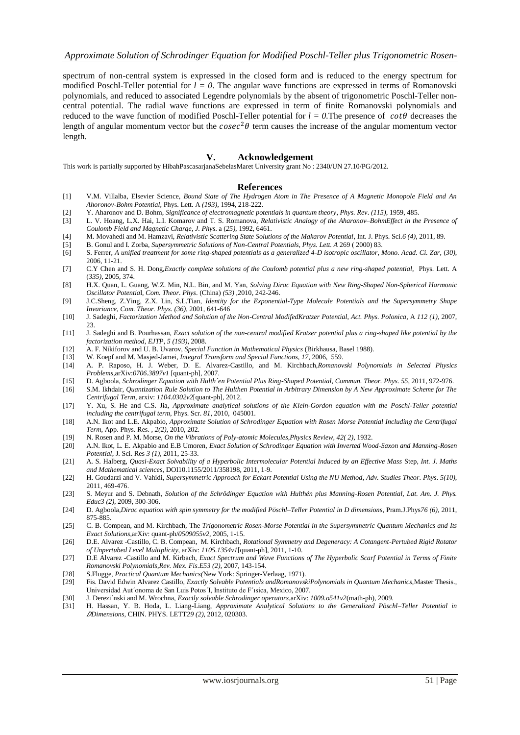spectrum of non-central system is expressed in the closed form and is reduced to the energy spectrum for modified Poschl-Teller potential for $l = 0$. The angular wave functions are expressed in terms of Romanovski polynomials, and reduced to associated Legendre polynomials by the absent of trigonometric Poschl-Teller non-central potential. The radial wave functions are expressed in term of finite Romanovski polynomials and reduced to the wave function of modified Poschl-Teller potential for $l = 0$.The presence of $cot\theta$ decreases the length of angular momentum vector but the $cosec^2\theta$ term causes the increase of the angular momentum vector length.

## V. Acknowledgement

This work is partially supported by HibahPascasarjanaSebelasMaret University grant No : 2340/UN 27.10/PG/2012.

## References

[1] V.M. Villalba, Elsevier Science, *Bound State of The Hydrogen Atom in The Presence of A Magnetic Monopole Field and An Ahoronov-Bohm Potential*, Phys. Lett. A *(193)*, 1994, 218-222.

[2] Y. Aharonov and D. Bohm, *Significance of electromagnetic potentials in quantum theory, Phys. Rev. (115)*, 1959, 485.

[3] L. V. Hoang, L.X. Hai, L.I. Komarov and T. S. Romanova, *Relativistic Analogy of the Aharonov–BohmEffect in the Presence of Coulomb Field and Magnetic Charge, J. Phys.* a (*25)*, 1992, 6461.

[4] M. Movahedi and M. Hamzavi, *Relativistic Scattering State Solutions of the Makarov Potential*, Int. J. Phys. Sci.*6 (4)*, 2011, 89.

[5] B. Gonul and I. Zorba, *Supersymmetric Solutions of Non-Central Potentials, Phys. Lett. A* 269 ( 2000) 83.

[6] S. Ferrer, *A unified treatment for some ring-shaped potentials as a generalized 4-D isotropic oscillator, Mono. Acad. Ci. Zar,* (*30)*, 2006, 11-21.

[7] C.Y Chen and S. H. Dong,*Exactly complete solutions of the Coulomb potential plus a new ring-shaped potential,* Phys. Lett. A (*335)*, 2005, 374.

[8] H.X. Quan, L. Guang, W.Z. Min, N.L. Bin, and M. Yan, *Solving Dirac Equation with New Ring-Shaped Non-Spherical Harmonic Oscillator Potentia*l, *Com. Theor. Phys*. (China) *(53)* ,2010, 242-246.

[9] J.C.Sheng, Z.Ying, Z.X. Lin, S.L.Tian, *Identity for the Exponential-Type Molecule Potentials and the Supersymmetry Shape Invariance, Com. Theor. Phys. (36)*, 2001, 641-646

[10] J. Sadeghi, *Factorization Method and Solution of the Non-Central ModifedKratzer Potential, Act. Phys. Polonica*, A *112 (1)*, 2007, 23.

[11] J. Sadeghi and B. Pourhassan, *Exact solution of the non-central modified Kratzer potential plus a ring-shaped like potential by the factorization method, EJTP, 5 (193)*, 2008.

[12] A. F. Nikiforov and U. B. Uvarov, *Special Function in Mathematical Physics* (Birkhausa, Basel 1988).

[13] W. Koepf and M. Masjed-Jamei, *Integral Transform and Special Functions, 17*, 2006, 559.

[14] A. P. Raposo, H. J. Weber, D. E. Alvarez-Castillo, and M. Kirchbach,*Romanovski Polynomials in Selected Physics Problems*,arXiv:*0706.3897v1* [quant-ph], 2007.

[15] D. Agboola, *Schrödinger Equation with Hulth´en Potential Plus Ring-Shaped Potential, Commun. Theor. Phys. 55*, 2011, 972-976.

[16] S.M. Ikhdair, *Quantization Rule Solution to The Hulthen Potential in Arbitrary Dimension by A New Approximate Scheme for The Centrifugal Term*, arxiv: *1104.0302v2*[quant-ph], 2012.

[17] Y. Xu, S. He and C.S. Jia, *Approximate analytical solutions of the Klein-Gordon equation with the Poschl-Teller potential including the centrifugal term*, Phys. Scr. *81*, 2010, 045001.

[18] A.N. Ikot and L.E. Akpabio, *Approximate Solution of Schrodinger Equation with Rosen Morse Potential Including the Centrifugal Term*, App. Phys. Res. , *2(2)*, 2010, 202.

[19] N. Rosen and P. M. Morse, *On the Vibrations of Poly-atomic Molecules*,*Physics Review*, *42( 2)*, 1932.

[20] A.N. Ikot, L. E. Akpabio and E.B Umoren, *Exact Solution of Schrodinger Equation with Inverted Wood-Saxon and Manning-Rosen Potential*, J. Sci. Res *3 (1)*, 2011, 25-33.

[21] A. S. Halberg, *Quasi-Exact Solvability of a Hyperbolic Intermolecular Potential Induced by an Effective Mass* Step, *Int. J. Maths and Mathematical sciences*, DOI10.1155/2011/358198, 2011, 1-9.

[22] H. Goudarzi and V. Vahidi, *Supersymmetric Approach for Eckart Potential Using the NU Method, Adv. Studies Theor. Phys. 5(10)*, 2011, 469-476.

[23] S. Meyur and S. Debnath, *Solution of the Schrödinger Equation with Hulthén plus Manning-Rosen Potential*, *Lat. Am. J. Phys. Educ3 (2)*, 2009, 300-306.

[24] D. Agboola,*Dirac equation with spin symmetry for the modified Pöschl–Teller Potential in D dimensions*, Pram.J.Phys*76 (6)*, 2011, 875-885.

[25] C. B. Compean, and M. Kirchbach, The *Trigonometric Rosen-Morse Potential in the Supersymmetric Quantum Mechanics and Its Exact Solutions*,arXiv: quant-ph/*0509055v2*, 2005, 1-15.

[26] D.E. Alvarez -Castillo, C. B. Compean, M. Kirchbach, *Rotational Symmetry and Degeneracy: A Cotangent-Pertubed Rigid Rotator of Unpertubed Level Multiplicity*, arXiv: *1105.1354v1*[quant-ph], 2011, 1-10.

[27] D.E Alvarez -Castillo and M. Kirbach, *Exact Spectrum and Wave Functions of The Hyperbolic Scarf Potential in Terms of Finite Romanovski Polynomials*,*Rev. Mex. Fis.E53 (2)*, 2007, 143-154.

[28] S.Flugge, *Practical Quantum Mechanics(*New York: Springer-Verlaag, 1971).

[29] Fis. David Edwin Alvarez Castillo, *Exactly Solvable Potentials andRomanovskiPolynomials in Quantum Mechanics*,Master Thesis., Universidad Aut´onoma de San Luis Potos´I, Instituto de F´ısica, Mexico, 2007.

[30] J. Derezi´nski and M. Wrochna, *Exactly solvable Schrodinger operators*,arXiv: *1009.o541v2*(math-ph), 2009.

[31] H. Hassan, Y. B. Hoda, L. Liang-Liang, *Approximate Analytical Solutions to the Generalized Pöschl–Teller Potential in DDimensions*, CHIN. PHYS. LETT*29 (2)*, 2012, 020303.